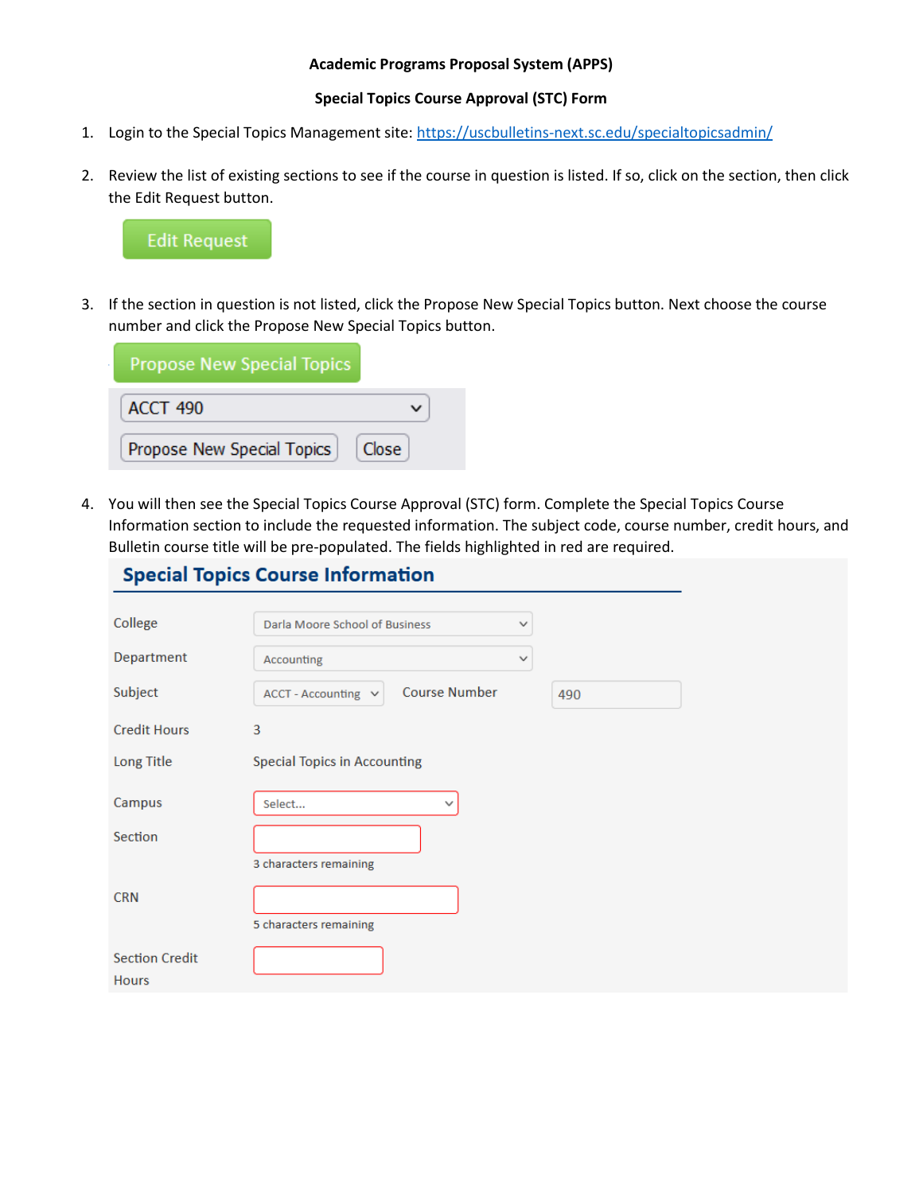**Academic Programs Proposal System (APPS)**

**Special Topics Course Approval (STC) Form**

1. Login to the Special Topics Management site: https://uscbulletins-next.sc.edu/specialtopicsadmin/

2. Review the list of existing sections to see if the course in question is listed. If so, click on the section, then click the Edit Request button.

   Edit Request

3. If the section in question is not listed, click the Propose New Special Topics button. Next choose the course number and click the Propose New Special Topics button.

   Propose New Special Topics

   ACCT 490

   Propose New Special Topics | Close

4. You will then see the Special Topics Course Approval (STC) form. Complete the Special Topics Course Information section to include the requested information. The subject code, course number, credit hours, and Bulletin course title will be pre-populated. The fields highlighted in red are required.

## Special Topics Course Information

| | | | |
|---|---|---|---|
| College | Darla Moore School of Business | | |
| Department | Accounting | | |
| Subject | ACCT - Accounting | Course Number | 490 |
| Credit Hours | 3 | | |
| Long Title | Special Topics in Accounting | | |
| Campus | Select... | | |
| Section | 3 characters remaining | | |
| CRN | 5 characters remaining | | |
| Section Credit Hours | | | |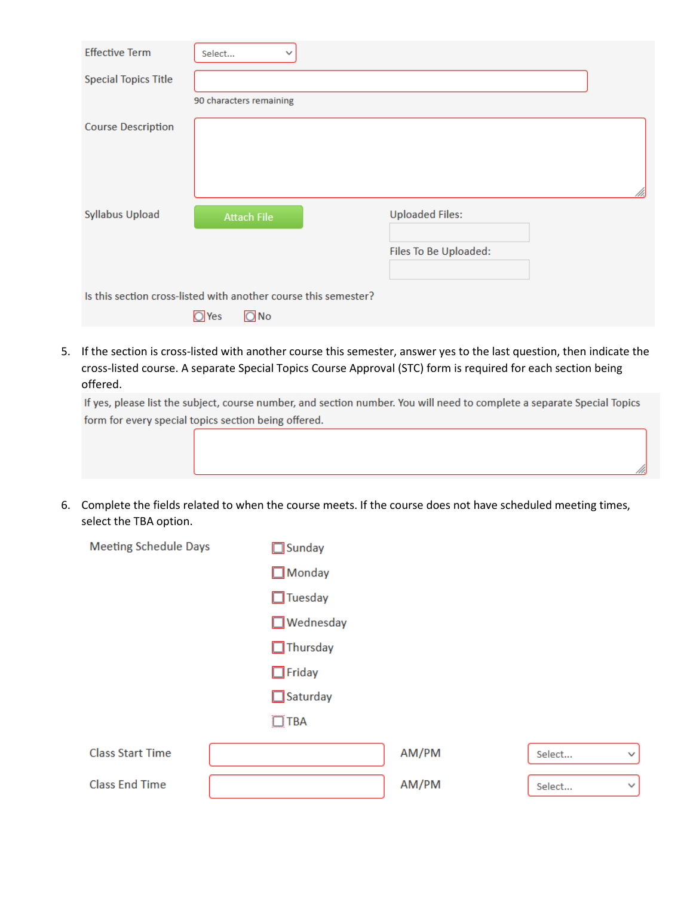Effective Term | Select...

Special Topics Title

90 characters remaining

Course Description

Syllabus Upload | Attach File

Uploaded Files:

Files To Be Uploaded:

Is this section cross-listed with another course this semester?

☐ Yes ☐ No

5. If the section is cross-listed with another course this semester, answer yes to the last question, then indicate the cross-listed course. A separate Special Topics Course Approval (STC) form is required for each section being offered.

If yes, please list the subject, course number, and section number. You will need to complete a separate Special Topics form for every special topics section being offered.

6. Complete the fields related to when the course meets. If the course does not have scheduled meeting times, select the TBA option.

Meeting Schedule Days

- ☐ Sunday
- ☐ Monday
- ☐ Tuesday
- ☐ Wednesday
- ☐ Thursday
- ☐ Friday
- ☐ Saturday
- ☐ TBA

Class Start Time | AM/PM | Select...

Class End Time | AM/PM | Select...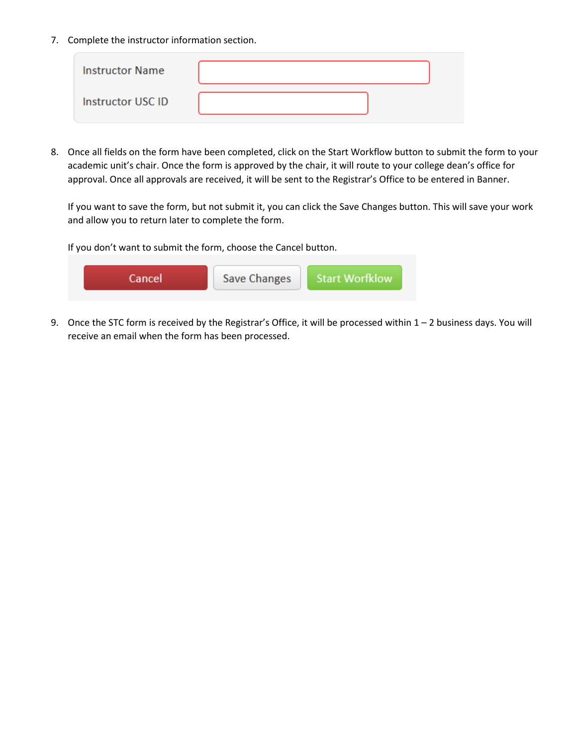7. Complete the instructor information section.

Instructor Name

Instructor USC ID

8. Once all fields on the form have been completed, click on the Start Workflow button to submit the form to your academic unit's chair. Once the form is approved by the chair, it will route to your college dean's office for approval. Once all approvals are received, it will be sent to the Registrar's Office to be entered in Banner.

   If you want to save the form, but not submit it, you can click the Save Changes button. This will save your work and allow you to return later to complete the form.

   If you don't want to submit the form, choose the Cancel button.

   Cancel    Save Changes    Start Workflow

9. Once the STC form is received by the Registrar's Office, it will be processed within 1 – 2 business days. You will receive an email when the form has been processed.